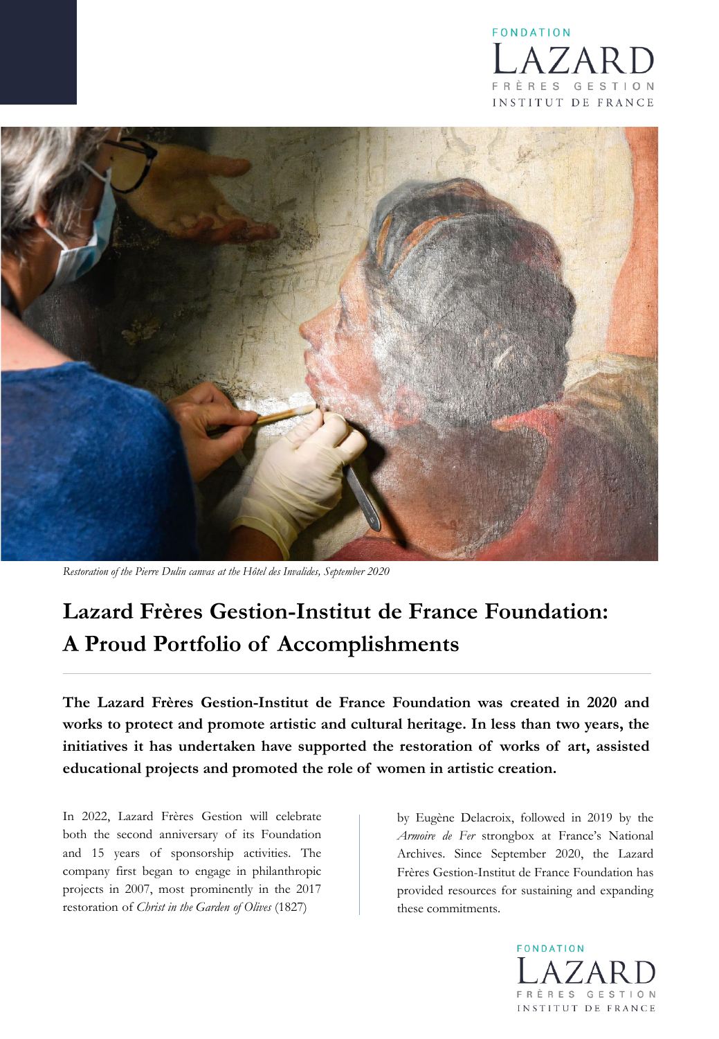FONDATION LAZARD FRÈRES GESTION INSTITUT DE FRANCE

*Restoration of the Pierre Dulin canvas at the Hôtel des Invalides, September 2020*

# Lazard Frères Gestion-Institut de France Foundation: A Proud Portfolio of Accomplishments

**The Lazard Frères Gestion-Institut de France Foundation was created in 2020 and works to protect and promote artistic and cultural heritage. In less than two years, the initiatives it has undertaken have supported the restoration of works of art, assisted educational projects and promoted the role of women in artistic creation.**

In 2022, Lazard Frères Gestion will celebrate both the second anniversary of its Foundation and 15 years of sponsorship activities. The company first began to engage in philanthropic projects in 2007, most prominently in the 2017 restoration of *Christ in the Garden of Olives* (1827) by Eugène Delacroix, followed in 2019 by the *Armoire de Fer* strongbox at France's National Archives. Since September 2020, the Lazard Frères Gestion-Institut de France Foundation has provided resources for sustaining and expanding these commitments.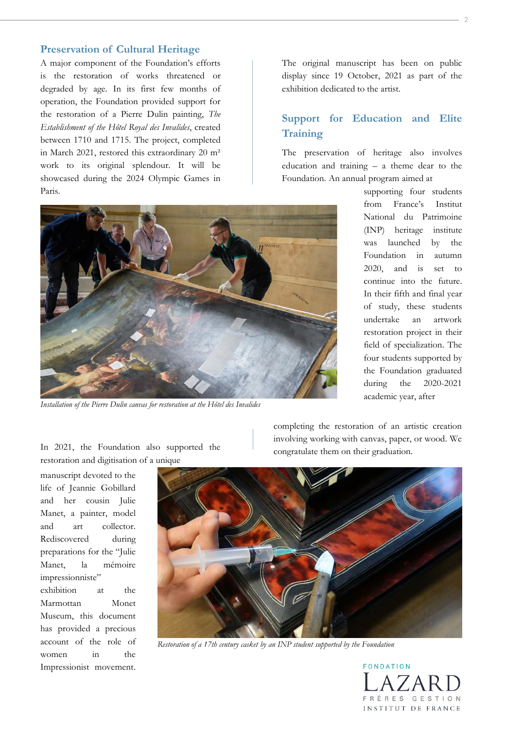## Preservation of Cultural Heritage

A major component of the Foundation's efforts is the restoration of works threatened or degraded by age. In its first few months of operation, the Foundation provided support for the restoration of a Pierre Dulin painting, *The Establishment of the Hôtel Royal des Invalides*, created between 1710 and 1715. The project, completed in March 2021, restored this extraordinary 20 m² work to its original splendour. It will be showcased during the 2024 Olympic Games in Paris.

*Installation of the Pierre Dulin canvas for restoration at the Hôtel des Invalides*

In 2021, the Foundation also supported the restoration and digitisation of a unique manuscript devoted to the life of Jeannie Gobillard and her cousin Julie Manet, a painter, model and art collector. Rediscovered during preparations for the "Julie Manet, la mémoire impressionniste" exhibition at the Marmottan Monet Museum, this document has provided a precious account of the role of women in the Impressionist movement. The original manuscript has been on public display since 19 October, 2021 as part of the exhibition dedicated to the artist.

## Support for Education and Elite Training

The preservation of heritage also involves education and training – a theme dear to the Foundation. An annual program aimed at supporting four students from France's Institut National du Patrimoine (INP) heritage institute was launched by the Foundation in autumn 2020, and is set to continue into the future. In their fifth and final year of study, these students undertake an artwork restoration project in their field of specialization. The four students supported by the Foundation graduated during the 2020-2021 academic year, after completing the restoration of an artistic creation involving working with canvas, paper, or wood. We congratulate them on their graduation.

*Restoration of a 17th century casket by an INP student supported by the Foundation*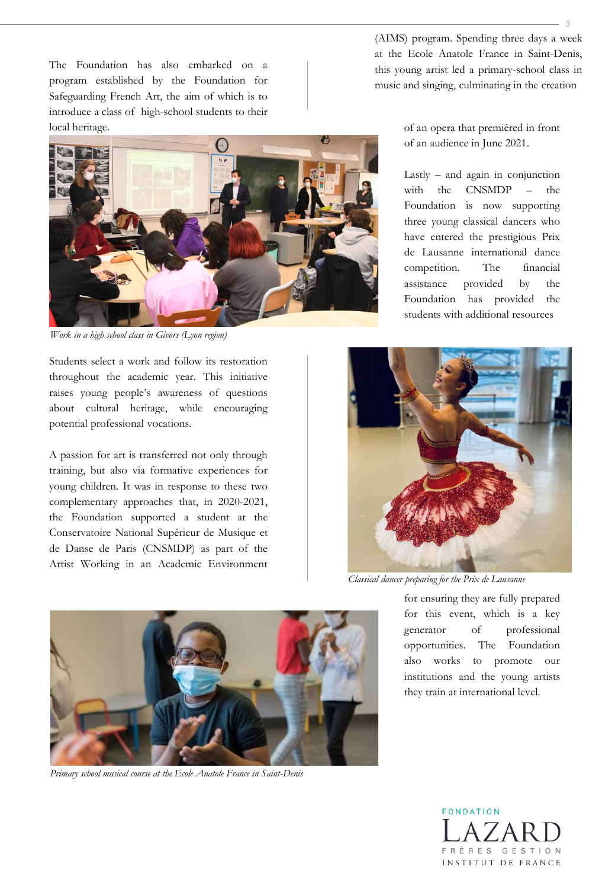The Foundation has also embarked on a program established by the Foundation for Safeguarding French Art, the aim of which is to introduce a class of high-school students to their local heritage.

*Work in a high school class in Givors (Lyon region)*

Students select a work and follow its restoration throughout the academic year. This initiative raises young people's awareness of questions about cultural heritage, while encouraging potential professional vocations.

A passion for art is transferred not only through training, but also via formative experiences for young children. It was in response to these two complementary approaches that, in 2020-2021, the Foundation supported a student at the Conservatoire National Supérieur de Musique et de Danse de Paris (CNSMDP) as part of the Artist Working in an Academic Environment (AIMS) program. Spending three days a week at the Ecole Anatole France in Saint-Denis, this young artist led a primary-school class in music and singing, culminating in the creation of an opera that premièred in front of an audience in June 2021.

*Primary school musical course at the Ecole Anatole France in Saint-Denis*

Lastly – and again in conjunction with the CNSMDP – the Foundation is now supporting three young classical dancers who have entered the prestigious Prix de Lausanne international dance competition. The financial assistance provided by the Foundation has provided the students with additional resources for ensuring they are fully prepared for this event, which is a key generator of professional opportunities. The Foundation also works to promote our institutions and the young artists they train at international level.

*Classical dancer preparing for the Prix de Lausanne*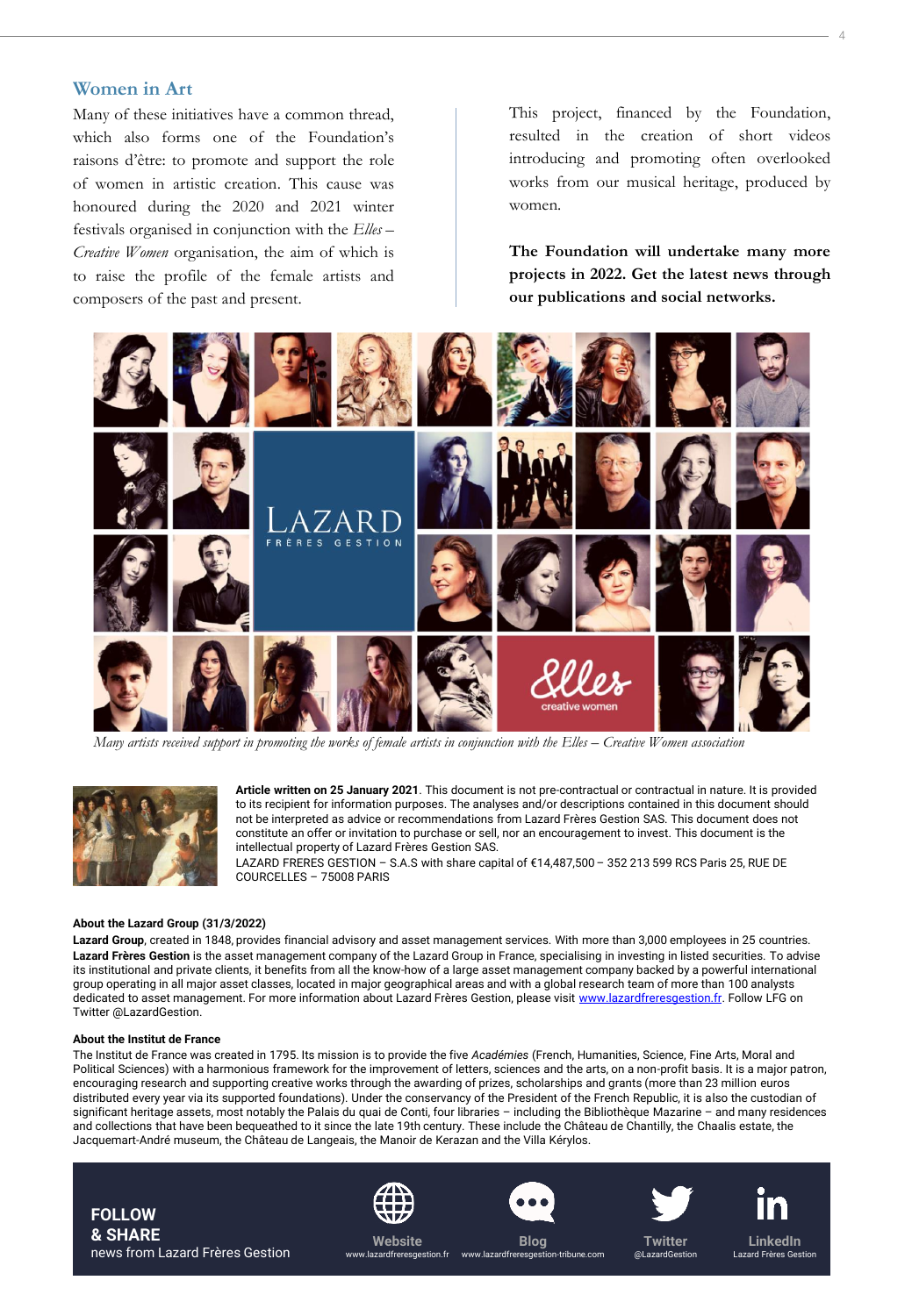## Women in Art

Many of these initiatives have a common thread, which also forms one of the Foundation's raisons d'être: to promote and support the role of women in artistic creation. This cause was honoured during the 2020 and 2021 winter festivals organised in conjunction with the *Elles – Creative Women* organisation, the aim of which is to raise the profile of the female artists and composers of the past and present.

This project, financed by the Foundation, resulted in the creation of short videos introducing and promoting often overlooked works from our musical heritage, produced by women.

**The Foundation will undertake many more projects in 2022. Get the latest news through our publications and social networks.**

*Many artists received support in promoting the works of female artists in conjunction with the Elles – Creative Women association*

**Article written on 25 January 2021**. This document is not pre-contractual or contractual in nature. It is provided to its recipient for information purposes. The analyses and/or descriptions contained in this document should not be interpreted as advice or recommendations from Lazard Frères Gestion SAS. This document does not constitute an offer or invitation to purchase or sell, nor an encouragement to invest. This document is the intellectual property of Lazard Frères Gestion SAS.
LAZARD FRERES GESTION – S.A.S with share capital of €14,487,500 – 352 213 599 RCS Paris 25, RUE DE COURCELLES – 75008 PARIS

**About the Lazard Group (31/3/2022)**

**Lazard Group**, created in 1848, provides financial advisory and asset management services. With more than 3,000 employees in 25 countries. **Lazard Frères Gestion** is the asset management company of the Lazard Group in France, specialising in investing in listed securities. To advise its institutional and private clients, it benefits from all the know-how of a large asset management company backed by a powerful international group operating in all major asset classes, located in major geographical areas and with a global research team of more than 100 analysts dedicated to asset management. For more information about Lazard Frères Gestion, please visit www.lazardfreresgestion.fr. Follow LFG on Twitter @LazardGestion.

**About the Institut de France**

The Institut de France was created in 1795. Its mission is to provide the five *Académies* (French, Humanities, Science, Fine Arts, Moral and Political Sciences) with a harmonious framework for the improvement of letters, sciences and the arts, on a non-profit basis. It is a major patron, encouraging research and supporting creative works through the awarding of prizes, scholarships and grants (more than 23 million euros distributed every year via its supported foundations). Under the conservancy of the President of the French Republic, it is also the custodian of significant heritage assets, most notably the Palais du quai de Conti, four libraries – including the Bibliothèque Mazarine – and many residences and collections that have been bequeathed to it since the late 19th century. These include the Château de Chantilly, the Chaalis estate, the Jacquemart-André museum, the Château de Langeais, the Manoir de Kerazan and the Villa Kérylos.

**FOLLOW & SHARE**
news from Lazard Frères Gestion

Website
www.lazardfreresgestion.fr

Blog
www.lazardfreresgestion-tribune.com

Twitter
@LazardGestion

LinkedIn
Lazard Frères Gestion